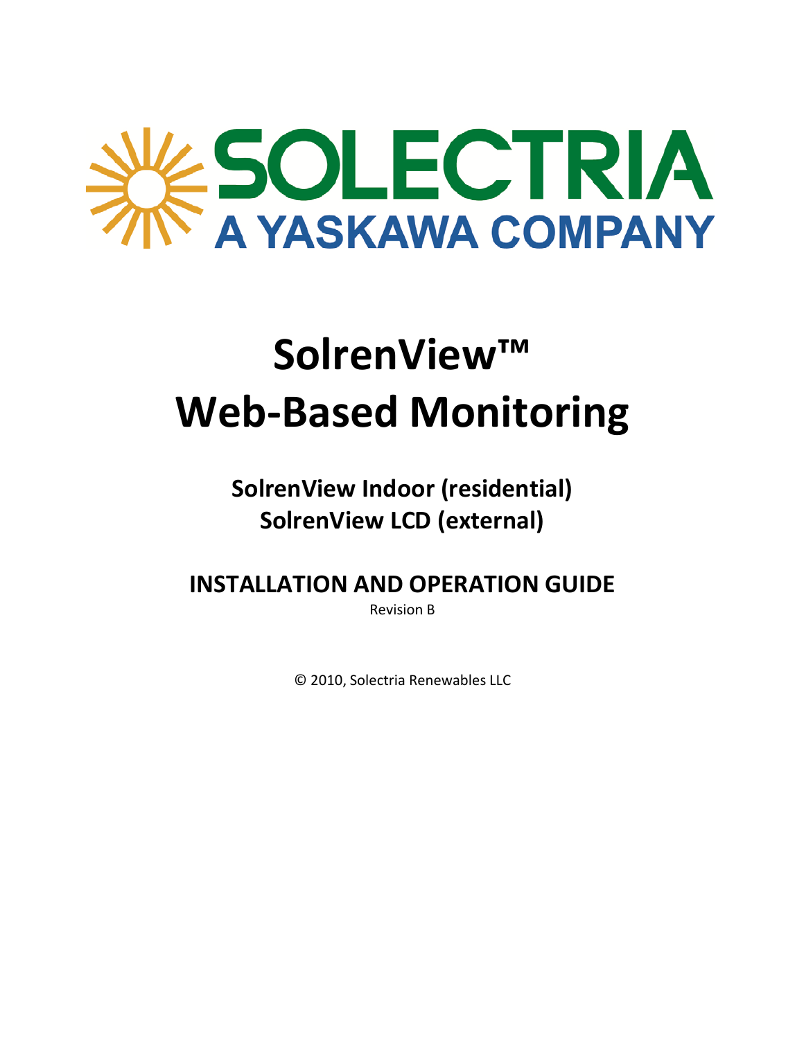# SOLECTRIA

A YASKAWA COMPANY

# SolrenView™ Web-Based Monitoring

## SolrenView Indoor (residential)
## SolrenView LCD (external)

## INSTALLATION AND OPERATION GUIDE

Revision B

© 2010, Solectria Renewables LLC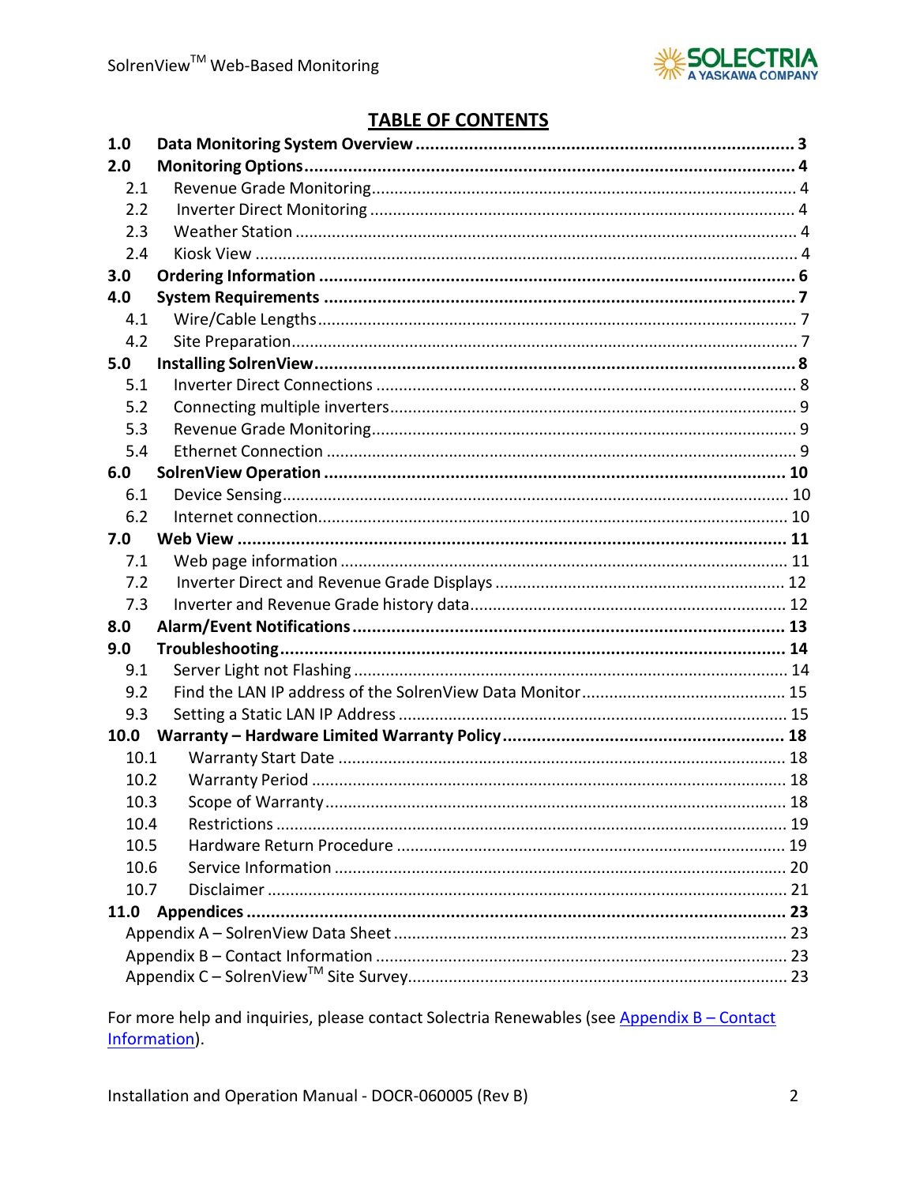## TABLE OF CONTENTS

| | | |
|---|---|---|
| **1.0** | **Data Monitoring System Overview** | **3** |
| **2.0** | **Monitoring Options** | **4** |
| 2.1 | Revenue Grade Monitoring | 4 |
| 2.2 | Inverter Direct Monitoring | 4 |
| 2.3 | Weather Station | 4 |
| 2.4 | Kiosk View | 4 |
| **3.0** | **Ordering Information** | **6** |
| **4.0** | **System Requirements** | **7** |
| 4.1 | Wire/Cable Lengths | 7 |
| 4.2 | Site Preparation | 7 |
| **5.0** | **Installing SolrenView** | **8** |
| 5.1 | Inverter Direct Connections | 8 |
| 5.2 | Connecting multiple inverters | 9 |
| 5.3 | Revenue Grade Monitoring | 9 |
| 5.4 | Ethernet Connection | 9 |
| **6.0** | **SolrenView Operation** | **10** |
| 6.1 | Device Sensing | 10 |
| 6.2 | Internet connection | 10 |
| **7.0** | **Web View** | **11** |
| 7.1 | Web page information | 11 |
| 7.2 | Inverter Direct and Revenue Grade Displays | 12 |
| 7.3 | Inverter and Revenue Grade history data | 12 |
| **8.0** | **Alarm/Event Notifications** | **13** |
| **9.0** | **Troubleshooting** | **14** |
| 9.1 | Server Light not Flashing | 14 |
| 9.2 | Find the LAN IP address of the SolrenView Data Monitor | 15 |
| 9.3 | Setting a Static LAN IP Address | 15 |
| **10.0** | **Warranty – Hardware Limited Warranty Policy** | **18** |
| 10.1 | Warranty Start Date | 18 |
| 10.2 | Warranty Period | 18 |
| 10.3 | Scope of Warranty | 18 |
| 10.4 | Restrictions | 19 |
| 10.5 | Hardware Return Procedure | 19 |
| 10.6 | Service Information | 20 |
| 10.7 | Disclaimer | 21 |
| **11.0** | **Appendices** | **23** |
| | Appendix A – SolrenView Data Sheet | 23 |
| | Appendix B – Contact Information | 23 |
| | Appendix C – SolrenView™ Site Survey | 23 |

For more help and inquiries, please contact Solectria Renewables (see Appendix B – Contact Information).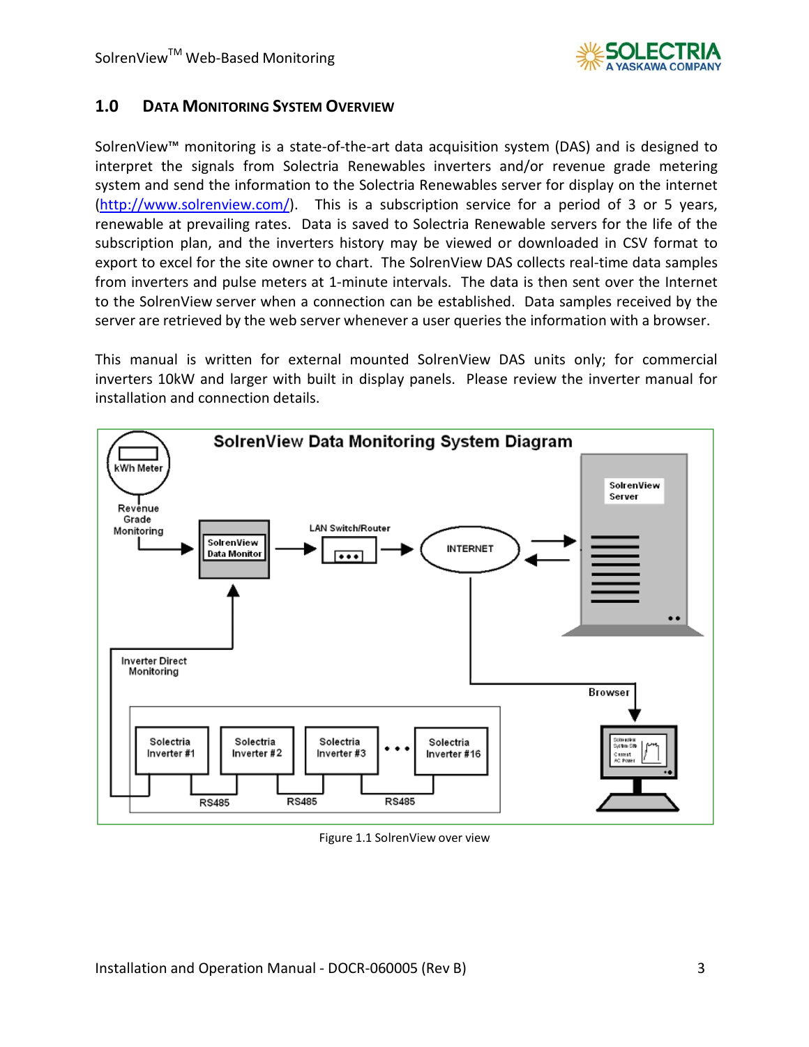## 1.0 Data Monitoring System Overview

SolrenView™ monitoring is a state-of-the-art data acquisition system (DAS) and is designed to interpret the signals from Solectria Renewables inverters and/or revenue grade metering system and send the information to the Solectria Renewables server for display on the internet (http://www.solrenview.com/). This is a subscription service for a period of 3 or 5 years, renewable at prevailing rates. Data is saved to Solectria Renewable servers for the life of the subscription plan, and the inverters history may be viewed or downloaded in CSV format to export to excel for the site owner to chart. The SolrenView DAS collects real-time data samples from inverters and pulse meters at 1-minute intervals. The data is then sent over the Internet to the SolrenView server when a connection can be established. Data samples received by the server are retrieved by the web server whenever a user queries the information with a browser.

This manual is written for external mounted SolrenView DAS units only; for commercial inverters 10kW and larger with built in display panels. Please review the inverter manual for installation and connection details.

Figure 1.1 SolrenView over view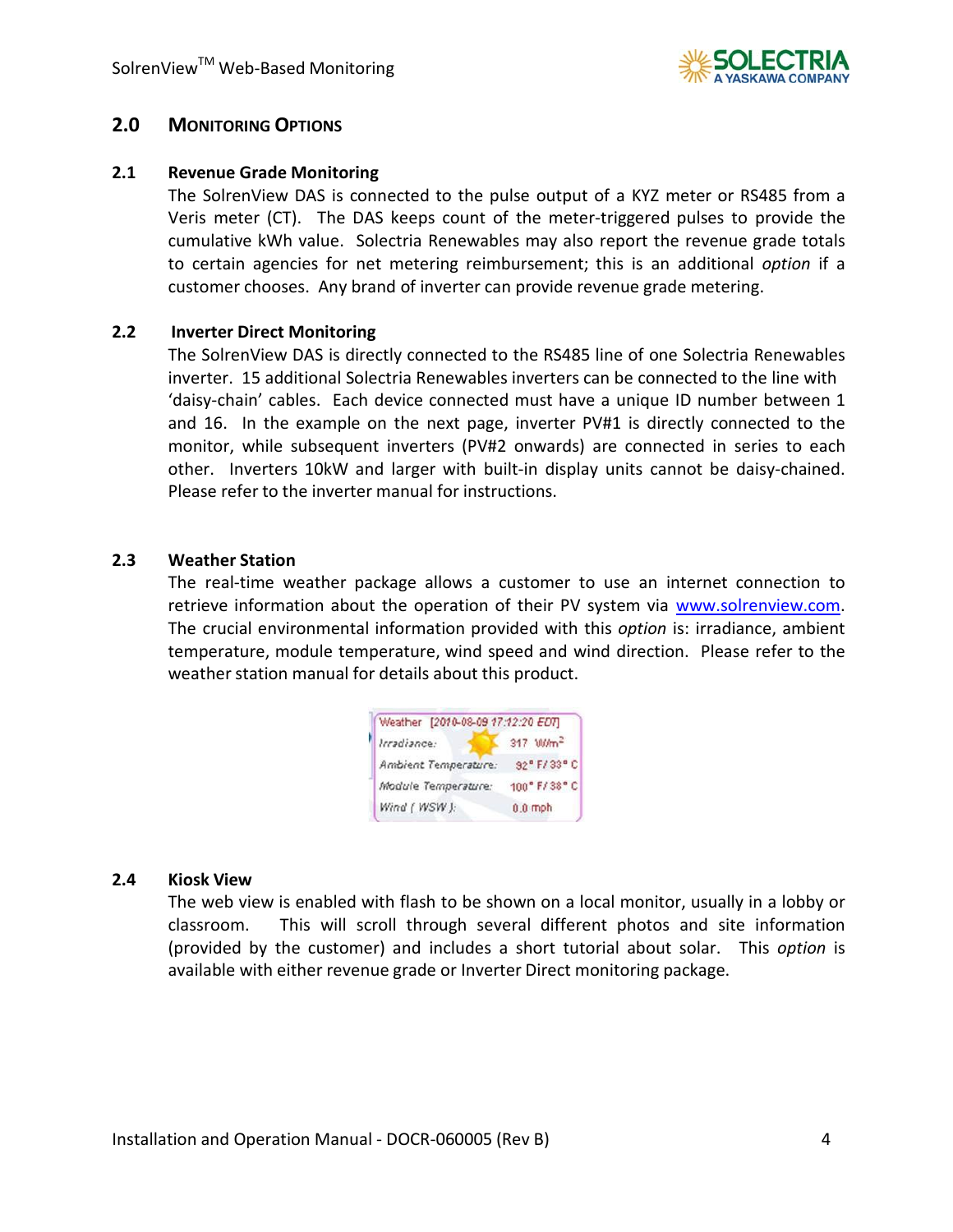## 2.0 Monitoring Options

### 2.1 Revenue Grade Monitoring

The SolrenView DAS is connected to the pulse output of a KYZ meter or RS485 from a Veris meter (CT). The DAS keeps count of the meter-triggered pulses to provide the cumulative kWh value. Solectria Renewables may also report the revenue grade totals to certain agencies for net metering reimbursement; this is an additional *option* if a customer chooses. Any brand of inverter can provide revenue grade metering.

### 2.2 Inverter Direct Monitoring

The SolrenView DAS is directly connected to the RS485 line of one Solectria Renewables inverter. 15 additional Solectria Renewables inverters can be connected to the line with 'daisy-chain' cables. Each device connected must have a unique ID number between 1 and 16. In the example on the next page, inverter PV#1 is directly connected to the monitor, while subsequent inverters (PV#2 onwards) are connected in series to each other. Inverters 10kW and larger with built-in display units cannot be daisy-chained. Please refer to the inverter manual for instructions.

### 2.3 Weather Station

The real-time weather package allows a customer to use an internet connection to retrieve information about the operation of their PV system via www.solrenview.com. The crucial environmental information provided with this *option* is: irradiance, ambient temperature, module temperature, wind speed and wind direction. Please refer to the weather station manual for details about this product.

| Weather [2010-08-09 17:12:20 EDT] | |
|---|---|
| Irradiance: | 317 W/m$^2$ |
| Ambient Temperature: | 92° F / 33° C |
| Module Temperature: | 100° F / 38° C |
| Wind ( WSW ): | 0.0 mph |

### 2.4 Kiosk View

The web view is enabled with flash to be shown on a local monitor, usually in a lobby or classroom. This will scroll through several different photos and site information (provided by the customer) and includes a short tutorial about solar. This *option* is available with either revenue grade or Inverter Direct monitoring package.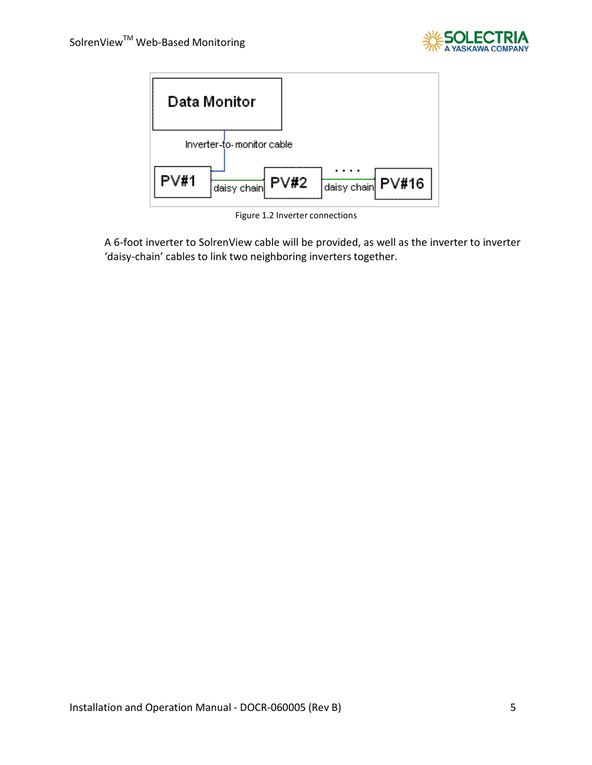Figure 1.2 Inverter connections

A 6-foot inverter to SolrenView cable will be provided, as well as the inverter to inverter 'daisy-chain' cables to link two neighboring inverters together.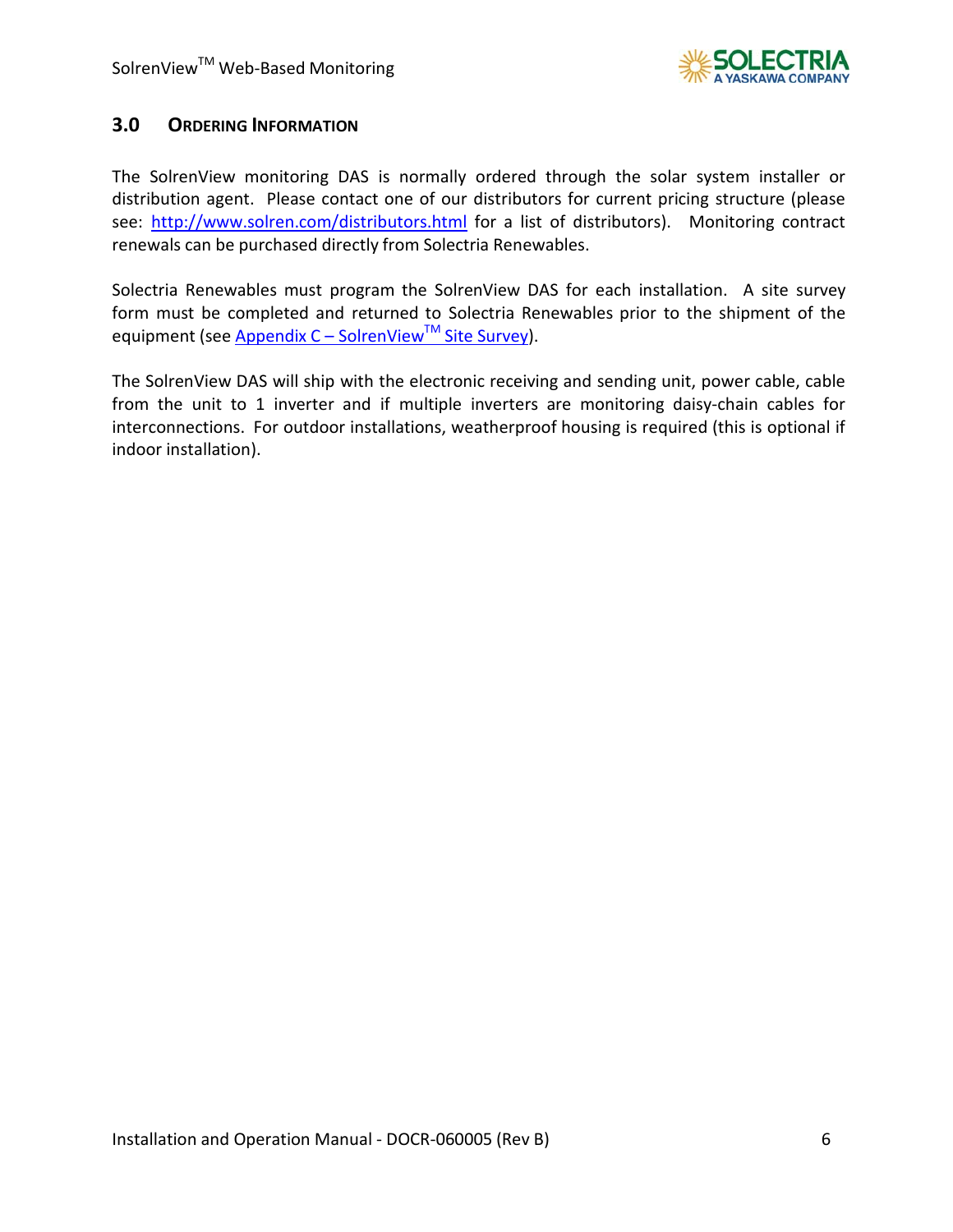## 3.0 ORDERING INFORMATION

The SolrenView monitoring DAS is normally ordered through the solar system installer or distribution agent. Please contact one of our distributors for current pricing structure (please see: http://www.solren.com/distributors.html for a list of distributors). Monitoring contract renewals can be purchased directly from Solectria Renewables.

Solectria Renewables must program the SolrenView DAS for each installation. A site survey form must be completed and returned to Solectria Renewables prior to the shipment of the equipment (see Appendix C – SolrenView™ Site Survey).

The SolrenView DAS will ship with the electronic receiving and sending unit, power cable, cable from the unit to 1 inverter and if multiple inverters are monitoring daisy-chain cables for interconnections. For outdoor installations, weatherproof housing is required (this is optional if indoor installation).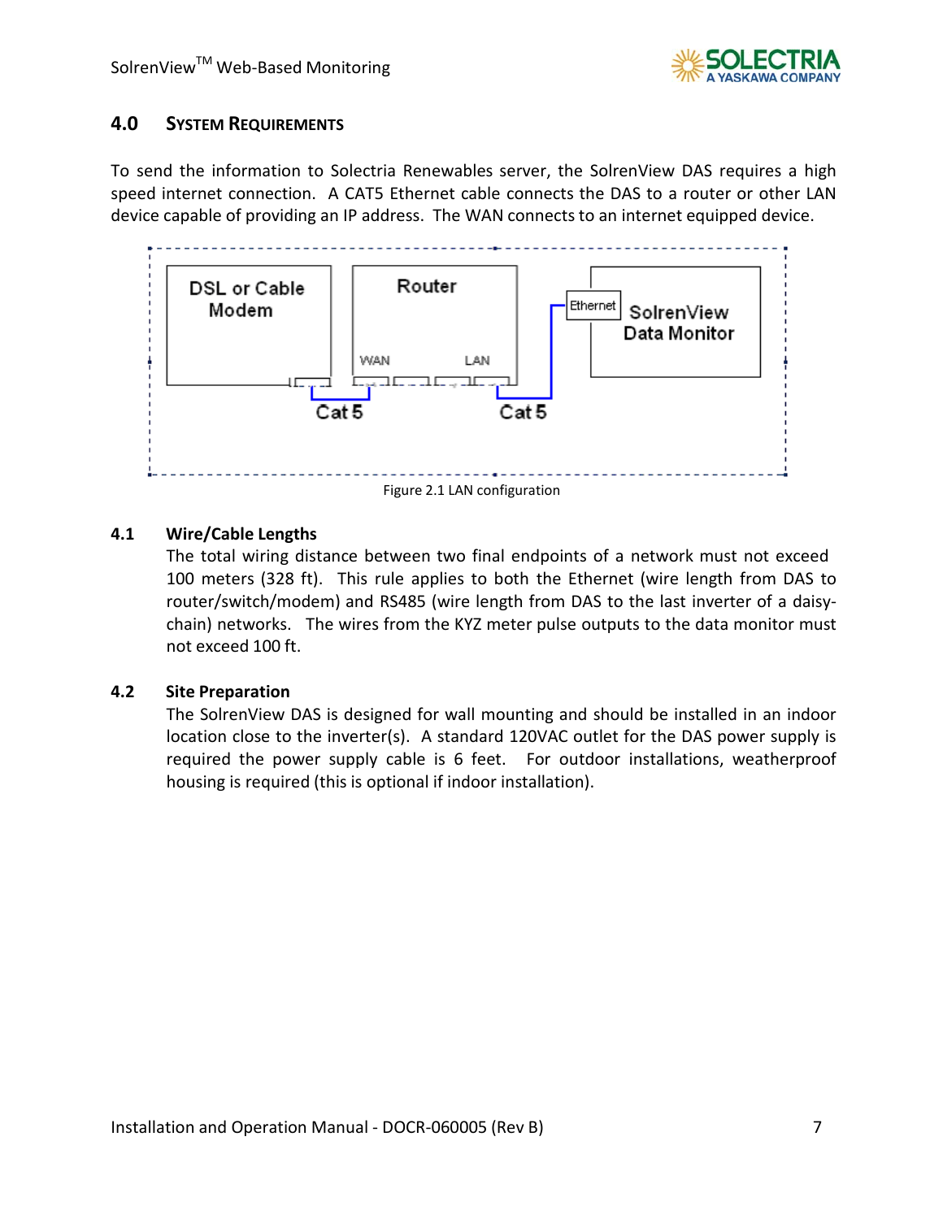## 4.0 SYSTEM REQUIREMENTS

To send the information to Solectria Renewables server, the SolrenView DAS requires a high speed internet connection. A CAT5 Ethernet cable connects the DAS to a router or other LAN device capable of providing an IP address. The WAN connects to an internet equipped device.

Figure 2.1 LAN configuration

### 4.1 Wire/Cable Lengths

The total wiring distance between two final endpoints of a network must not exceed 100 meters (328 ft). This rule applies to both the Ethernet (wire length from DAS to router/switch/modem) and RS485 (wire length from DAS to the last inverter of a daisy-chain) networks. The wires from the KYZ meter pulse outputs to the data monitor must not exceed 100 ft.

### 4.2 Site Preparation

The SolrenView DAS is designed for wall mounting and should be installed in an indoor location close to the inverter(s). A standard 120VAC outlet for the DAS power supply is required the power supply cable is 6 feet. For outdoor installations, weatherproof housing is required (this is optional if indoor installation).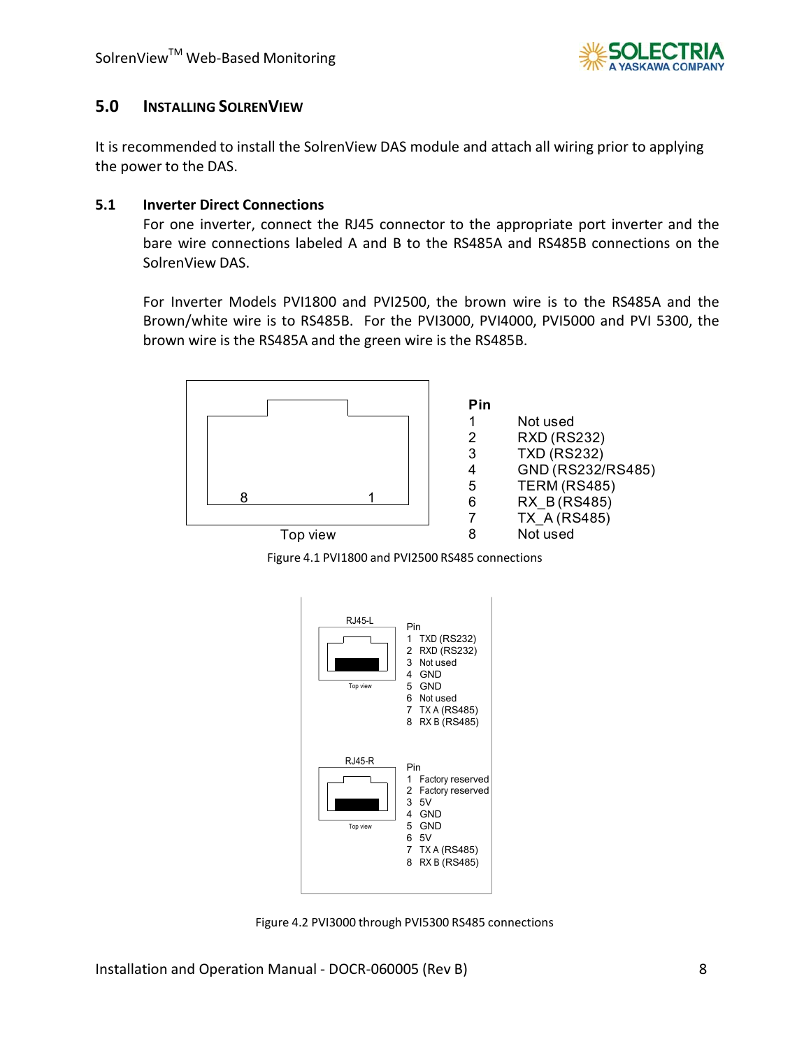## 5.0 Installing SolrenView

It is recommended to install the SolrenView DAS module and attach all wiring prior to applying the power to the DAS.

### 5.1 Inverter Direct Connections

For one inverter, connect the RJ45 connector to the appropriate port inverter and the bare wire connections labeled A and B to the RS485A and RS485B connections on the SolrenView DAS.

For Inverter Models PVI1800 and PVI2500, the brown wire is to the RS485A and the Brown/white wire is to RS485B. For the PVI3000, PVI4000, PVI5000 and PVI 5300, the brown wire is the RS485A and the green wire is the RS485B.

Top view (8 ... 1)

| Pin | |
|---|---|
| 1 | Not used |
| 2 | RXD (RS232) |
| 3 | TXD (RS232) |
| 4 | GND (RS232/RS485) |
| 5 | TERM (RS485) |
| 6 | RX_B (RS485) |
| 7 | TX_A (RS485) |
| 8 | Not used |

Figure 4.1 PVI1800 and PVI2500 RS485 connections

RJ45-L (Top view)

| Pin | |
|---|---|
| 1 | TXD (RS232) |
| 2 | RXD (RS232) |
| 3 | Not used |
| 4 | GND |
| 5 | GND |
| 6 | Not used |
| 7 | TX A (RS485) |
| 8 | RX B (RS485) |

RJ45-R (Top view)

| Pin | |
|---|---|
| 1 | Factory reserved |
| 2 | Factory reserved |
| 3 | 5V |
| 4 | GND |
| 5 | GND |
| 6 | 5V |
| 7 | TX A (RS485) |
| 8 | RX B (RS485) |

Figure 4.2 PVI3000 through PVI5300 RS485 connections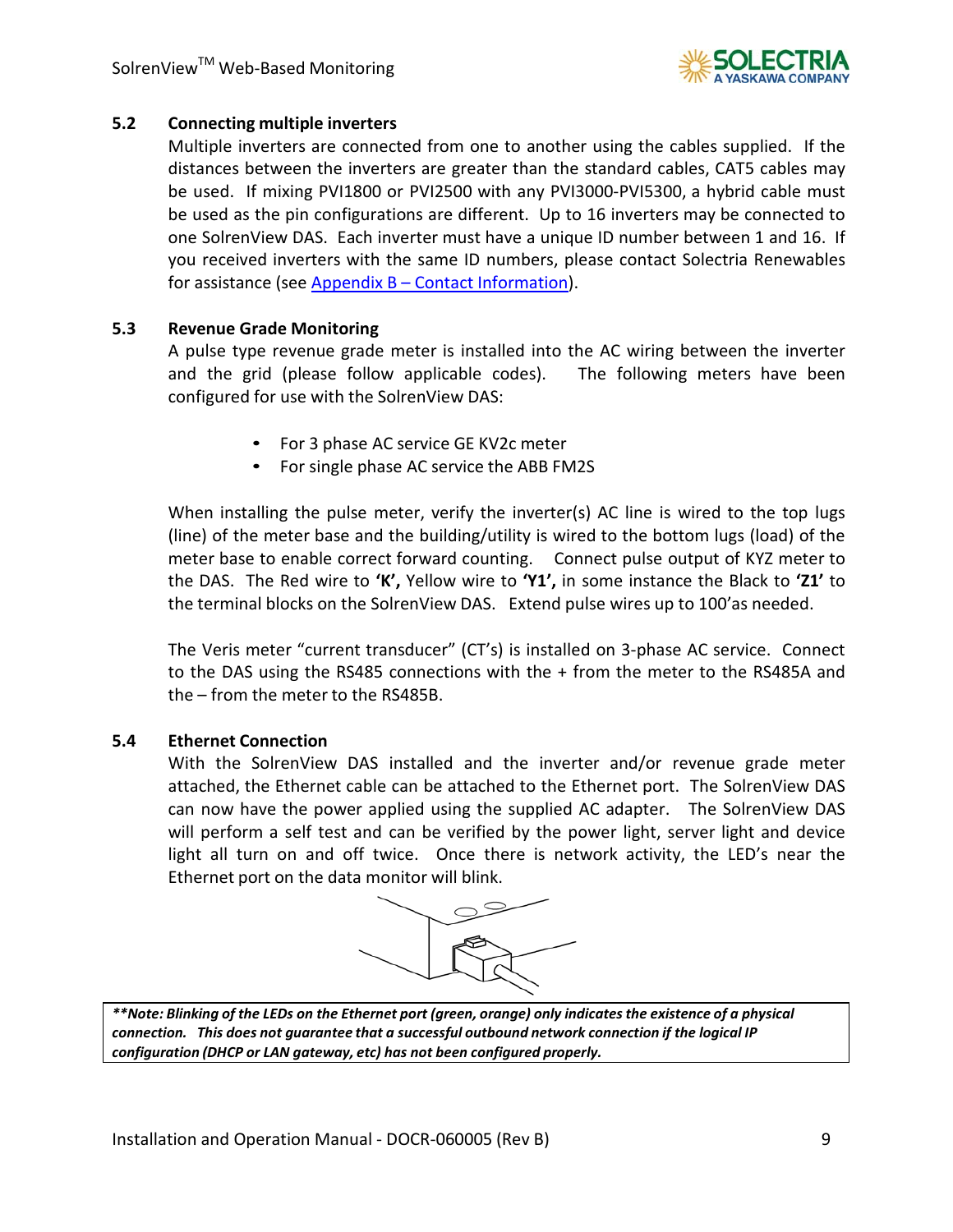### 5.2 Connecting multiple inverters

Multiple inverters are connected from one to another using the cables supplied. If the distances between the inverters are greater than the standard cables, CAT5 cables may be used. If mixing PVI1800 or PVI2500 with any PVI3000-PVI5300, a hybrid cable must be used as the pin configurations are different. Up to 16 inverters may be connected to one SolrenView DAS. Each inverter must have a unique ID number between 1 and 16. If you received inverters with the same ID numbers, please contact Solectria Renewables for assistance (see Appendix B – Contact Information).

### 5.3 Revenue Grade Monitoring

A pulse type revenue grade meter is installed into the AC wiring between the inverter and the grid (please follow applicable codes). The following meters have been configured for use with the SolrenView DAS:

- For 3 phase AC service GE KV2c meter
- For single phase AC service the ABB FM2S

When installing the pulse meter, verify the inverter(s) AC line is wired to the top lugs (line) of the meter base and the building/utility is wired to the bottom lugs (load) of the meter base to enable correct forward counting. Connect pulse output of KYZ meter to the DAS. The Red wire to **'K',** Yellow wire to **'Y1',** in some instance the Black to **'Z1'** to the terminal blocks on the SolrenView DAS. Extend pulse wires up to 100'as needed.

The Veris meter "current transducer" (CT's) is installed on 3-phase AC service. Connect to the DAS using the RS485 connections with the + from the meter to the RS485A and the – from the meter to the RS485B.

### 5.4 Ethernet Connection

With the SolrenView DAS installed and the inverter and/or revenue grade meter attached, the Ethernet cable can be attached to the Ethernet port. The SolrenView DAS can now have the power applied using the supplied AC adapter. The SolrenView DAS will perform a self test and can be verified by the power light, server light and device light all turn on and off twice. Once there is network activity, the LED's near the Ethernet port on the data monitor will blink.

***\*\*Note: Blinking of the LEDs on the Ethernet port (green, orange) only indicates the existence of a physical connection. This does not guarantee that a successful outbound network connection if the logical IP configuration (DHCP or LAN gateway, etc) has not been configured properly.***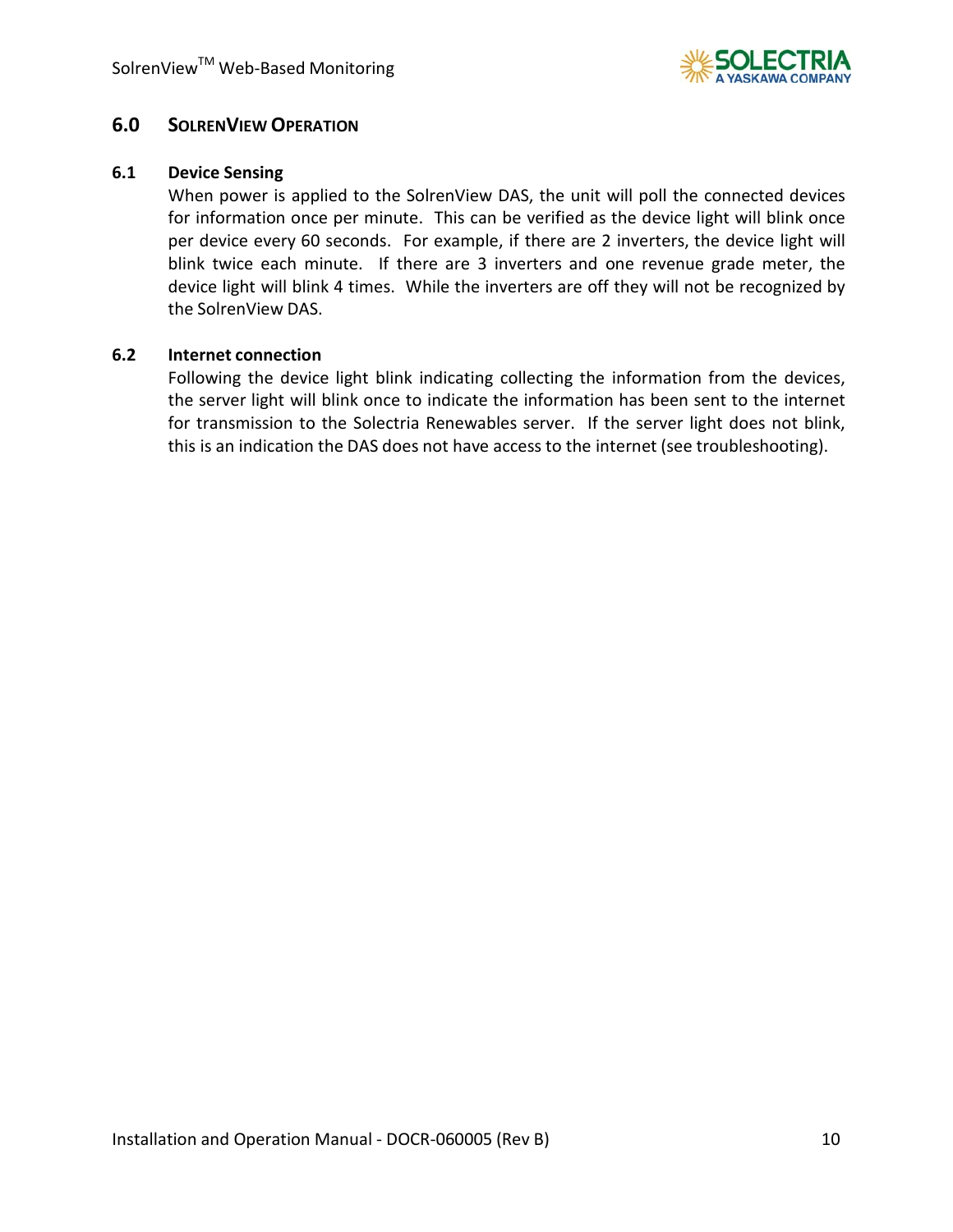## 6.0 SOLRENVIEW OPERATION

### 6.1 Device Sensing

When power is applied to the SolrenView DAS, the unit will poll the connected devices for information once per minute. This can be verified as the device light will blink once per device every 60 seconds. For example, if there are 2 inverters, the device light will blink twice each minute. If there are 3 inverters and one revenue grade meter, the device light will blink 4 times. While the inverters are off they will not be recognized by the SolrenView DAS.

### 6.2 Internet connection

Following the device light blink indicating collecting the information from the devices, the server light will blink once to indicate the information has been sent to the internet for transmission to the Solectria Renewables server. If the server light does not blink, this is an indication the DAS does not have access to the internet (see troubleshooting).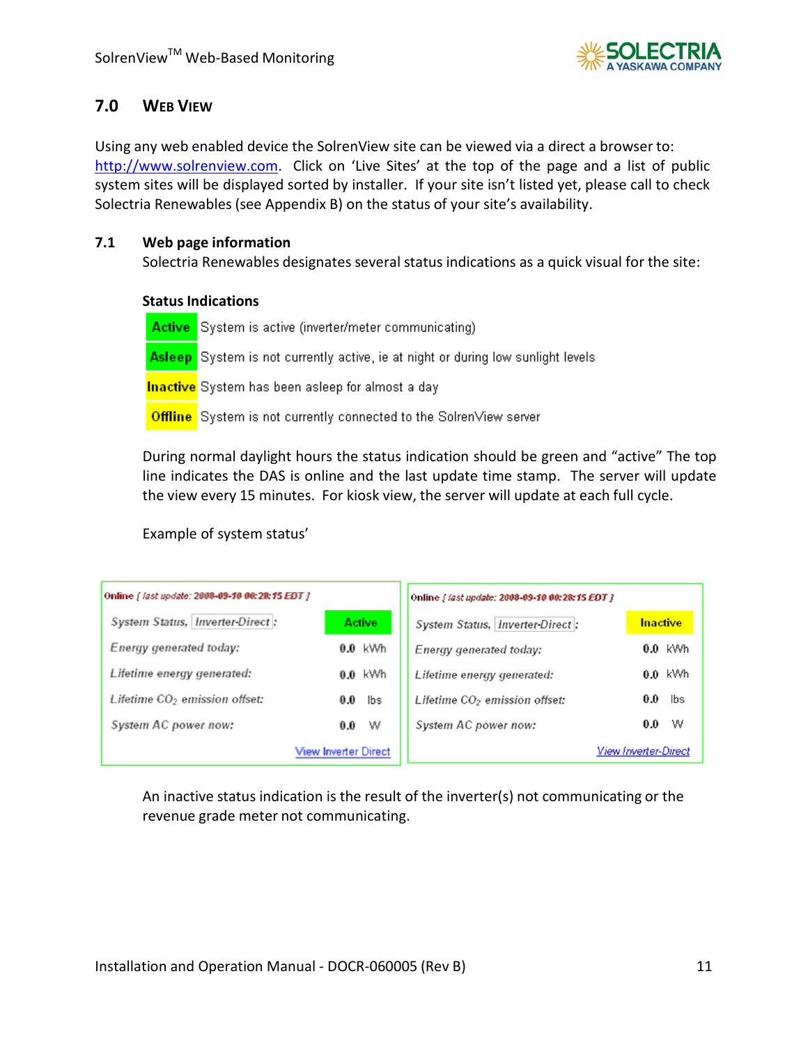## 7.0 WEB VIEW

Using any web enabled device the SolrenView site can be viewed via a direct a browser to: http://www.solrenview.com. Click on 'Live Sites' at the top of the page and a list of public system sites will be displayed sorted by installer. If your site isn't listed yet, please call to check Solectria Renewables (see Appendix B) on the status of your site's availability.

### 7.1 Web page information

Solectria Renewables designates several status indications as a quick visual for the site:

**Status Indications**

| | |
|---|---|
| **Active** | System is active (inverter/meter communicating) |
| **Asleep** | System is not currently active, ie at night or during low sunlight levels |
| **Inactive** | System has been asleep for almost a day |
| **Offline** | System is not currently connected to the SolrenView server |

During normal daylight hours the status indication should be green and "active" The top line indicates the DAS is online and the last update time stamp. The server will update the view every 15 minutes. For kiosk view, the server will update at each full cycle.

Example of system status'

| Online *[ last update: 2008-09-10 00:28:15 EDT ]* | | |
|---|---|---|
| *System Status, Inverter-Direct:* | Active | |
| *Energy generated today:* | 0.0 | kWh |
| *Lifetime energy generated:* | 0.0 | kWh |
| *Lifetime $CO_2$ emission offset:* | 0.0 | lbs |
| *System AC power now:* | 0.0 | W |
| | View Inverter Direct | |

| Online *[ last update: 2008-09-10 00:28:15 EDT ]* | | |
|---|---|---|
| *System Status, Inverter-Direct:* | Inactive | |
| *Energy generated today:* | 0.0 | kWh |
| *Lifetime energy generated:* | 0.0 | kWh |
| *Lifetime $CO_2$ emission offset:* | 0.0 | lbs |
| *System AC power now:* | 0.0 | W |
| | *View Inverter-Direct* | |

An inactive status indication is the result of the inverter(s) not communicating or the revenue grade meter not communicating.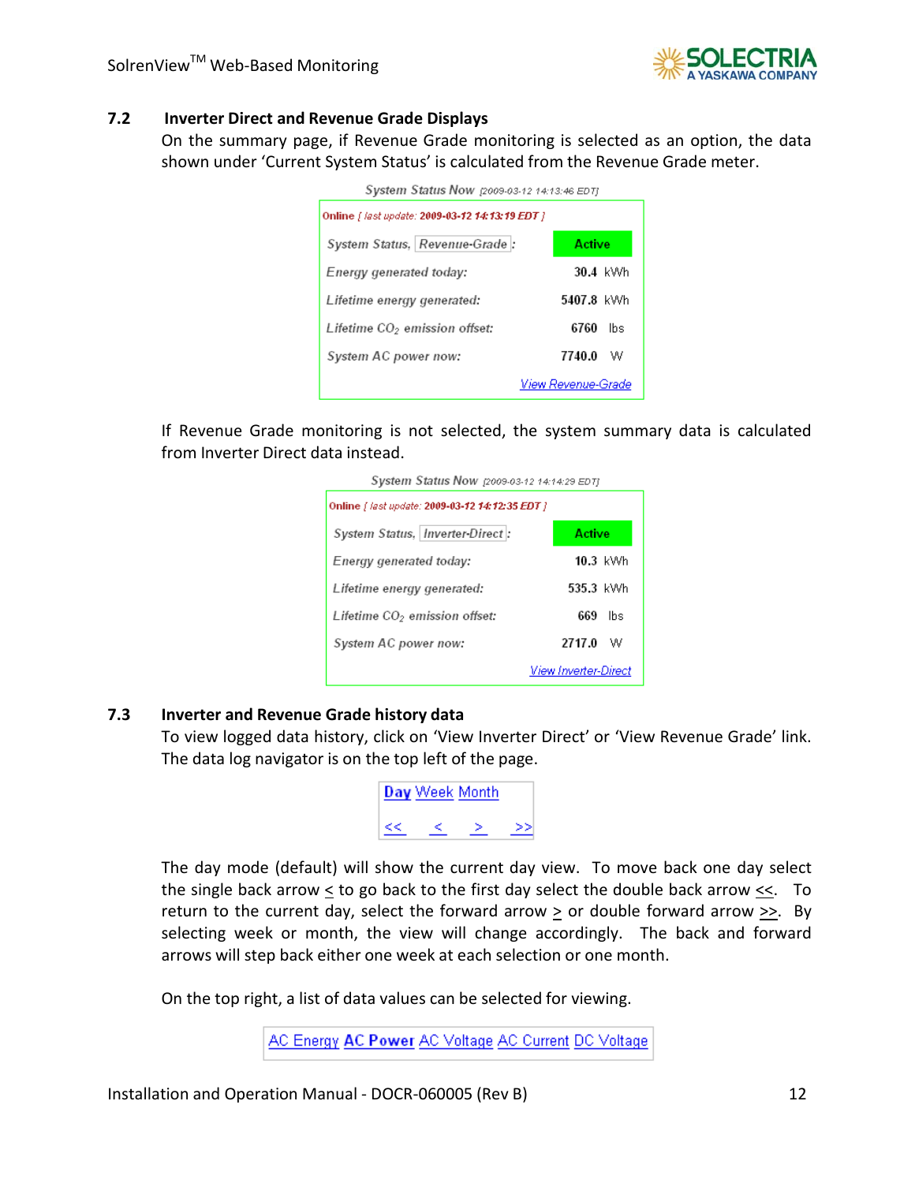### 7.2 Inverter Direct and Revenue Grade Displays

On the summary page, if Revenue Grade monitoring is selected as an option, the data shown under 'Current System Status' is calculated from the Revenue Grade meter.

System Status Now [2009-03-12 14:13:46 EDT]

Online [ last update: 2009-03-12 14:13:19 EDT ]

| System Status, Revenue-Grade: | Active |
|---|---|
| Energy generated today: | 30.4 kWh |
| Lifetime energy generated: | 5407.8 kWh |
| Lifetime $CO_2$ emission offset: | 6760 lbs |
| System AC power now: | 7740.0 W |

View Revenue-Grade

If Revenue Grade monitoring is not selected, the system summary data is calculated from Inverter Direct data instead.

System Status Now [2009-03-12 14:14:29 EDT]

Online [ last update: 2009-03-12 14:12:35 EDT ]

| System Status, Inverter-Direct: | Active |
|---|---|
| Energy generated today: | 10.3 kWh |
| Lifetime energy generated: | 535.3 kWh |
| Lifetime $CO_2$ emission offset: | 669 lbs |
| System AC power now: | 2717.0 W |

View Inverter-Direct

### 7.3 Inverter and Revenue Grade history data

To view logged data history, click on 'View Inverter Direct' or 'View Revenue Grade' link. The data log navigator is on the top left of the page.

**Day** Week Month

<< < > >>

The day mode (default) will show the current day view. To move back one day select the single back arrow < to go back to the first day select the double back arrow <<. To return to the current day, select the forward arrow > or double forward arrow >>. By selecting week or month, the view will change accordingly. The back and forward arrows will step back either one week at each selection or one month.

On the top right, a list of data values can be selected for viewing.

AC Energy **AC Power** AC Voltage AC Current DC Voltage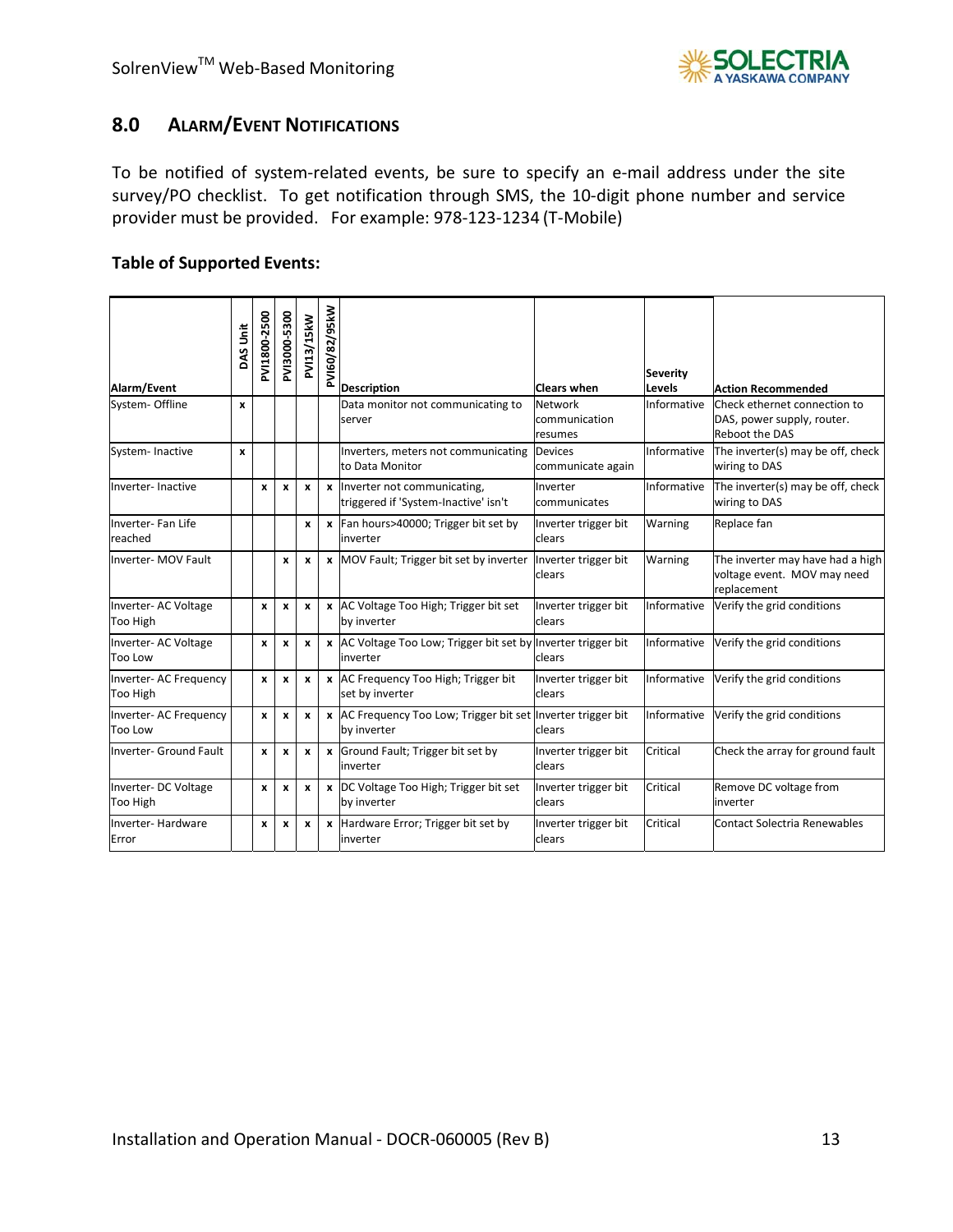## 8.0 ALARM/EVENT NOTIFICATIONS

To be notified of system-related events, be sure to specify an e-mail address under the site survey/PO checklist. To get notification through SMS, the 10-digit phone number and service provider must be provided. For example: 978-123-1234 (T-Mobile)

**Table of Supported Events:**

| Alarm/Event | DAS Unit | PVI1800-2500 | PVI3000-5300 | PVI13/15kW | PVI60/82/95kW | Description | Clears when | Severity Levels | Action Recommended |
|---|---|---|---|---|---|---|---|---|---|
| System- Offline | x | | | | | Data monitor not communicating to server | Network communication resumes | Informative | Check ethernet connection to DAS, power supply, router. Reboot the DAS |
| System- Inactive | x | | | | | Inverters, meters not communicating to Data Monitor | Devices communicate again | Informative | The inverter(s) may be off, check wiring to DAS |
| Inverter- Inactive | | x | x | x | x | Inverter not communicating, triggered if 'System-Inactive' isn't | Inverter communicates | Informative | The inverter(s) may be off, check wiring to DAS |
| Inverter- Fan Life reached | | | | x | x | Fan hours>40000; Trigger bit set by inverter | Inverter trigger bit clears | Warning | Replace fan |
| Inverter- MOV Fault | | | x | x | x | MOV Fault; Trigger bit set by inverter | Inverter trigger bit clears | Warning | The inverter may have had a high voltage event. MOV may need replacement |
| Inverter- AC Voltage Too High | | x | x | x | x | AC Voltage Too High; Trigger bit set by inverter | Inverter trigger bit clears | Informative | Verify the grid conditions |
| Inverter- AC Voltage Too Low | | x | x | x | x | AC Voltage Too Low; Trigger bit set by inverter | Inverter trigger bit clears | Informative | Verify the grid conditions |
| Inverter- AC Frequency Too High | | x | x | x | x | AC Frequency Too High; Trigger bit set by inverter | Inverter trigger bit clears | Informative | Verify the grid conditions |
| Inverter- AC Frequency Too Low | | x | x | x | x | AC Frequency Too Low; Trigger bit set by inverter | Inverter trigger bit clears | Informative | Verify the grid conditions |
| Inverter- Ground Fault | | x | x | x | x | Ground Fault; Trigger bit set by inverter | Inverter trigger bit clears | Critical | Check the array for ground fault |
| Inverter- DC Voltage Too High | | x | x | x | x | DC Voltage Too High; Trigger bit set by inverter | Inverter trigger bit clears | Critical | Remove DC voltage from inverter |
| Inverter- Hardware Error | | x | x | x | x | Hardware Error; Trigger bit set by inverter | Inverter trigger bit clears | Critical | Contact Solectria Renewables |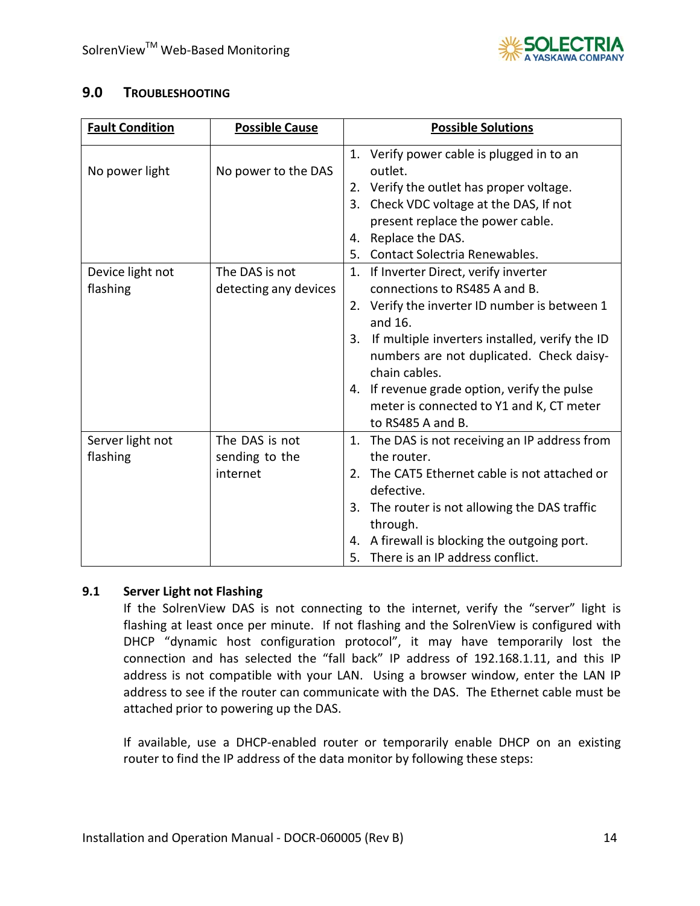## 9.0 TROUBLESHOOTING

| Fault Condition | Possible Cause | Possible Solutions |
|---|---|---|
| No power light | No power to the DAS | 1. Verify power cable is plugged in to an outlet.<br>2. Verify the outlet has proper voltage.<br>3. Check VDC voltage at the DAS, If not present replace the power cable.<br>4. Replace the DAS.<br>5. Contact Solectria Renewables. |
| Device light not flashing | The DAS is not detecting any devices | 1. If Inverter Direct, verify inverter connections to RS485 A and B.<br>2. Verify the inverter ID number is between 1 and 16.<br>3. If multiple inverters installed, verify the ID numbers are not duplicated. Check daisy-chain cables.<br>4. If revenue grade option, verify the pulse meter is connected to Y1 and K, CT meter to RS485 A and B. |
| Server light not flashing | The DAS is not sending to the internet | 1. The DAS is not receiving an IP address from the router.<br>2. The CAT5 Ethernet cable is not attached or defective.<br>3. The router is not allowing the DAS traffic through.<br>4. A firewall is blocking the outgoing port.<br>5. There is an IP address conflict. |

### 9.1 Server Light not Flashing

If the SolrenView DAS is not connecting to the internet, verify the "server" light is flashing at least once per minute. If not flashing and the SolrenView is configured with DHCP "dynamic host configuration protocol", it may have temporarily lost the connection and has selected the "fall back" IP address of 192.168.1.11, and this IP address is not compatible with your LAN. Using a browser window, enter the LAN IP address to see if the router can communicate with the DAS. The Ethernet cable must be attached prior to powering up the DAS.

If available, use a DHCP-enabled router or temporarily enable DHCP on an existing router to find the IP address of the data monitor by following these steps: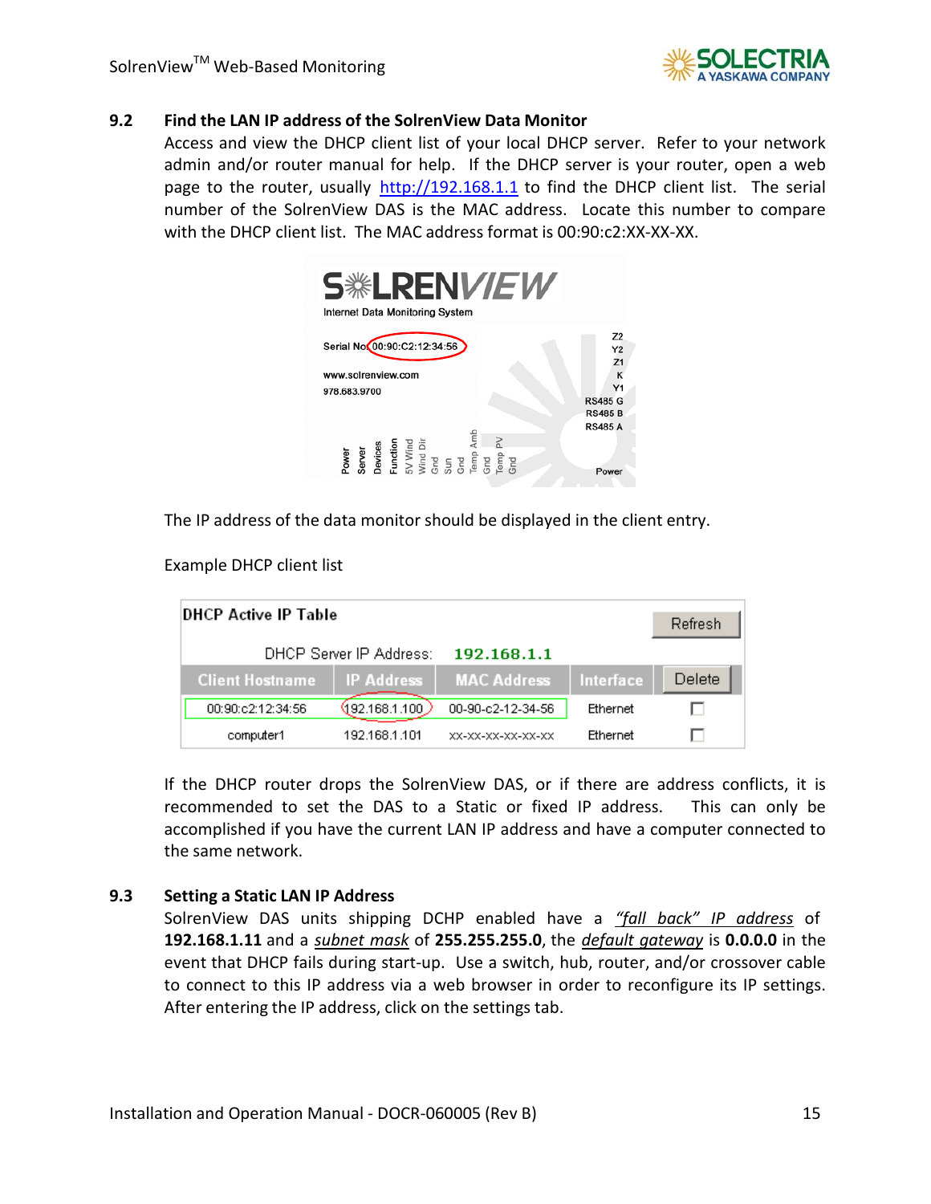## 9.2 Find the LAN IP address of the SolrenView Data Monitor

Access and view the DHCP client list of your local DHCP server. Refer to your network admin and/or router manual for help. If the DHCP server is your router, open a web page to the router, usually http://192.168.1.1 to find the DHCP client list. The serial number of the SolrenView DAS is the MAC address. Locate this number to compare with the DHCP client list. The MAC address format is 00:90:c2:XX-XX-XX.

The IP address of the data monitor should be displayed in the client entry.

Example DHCP client list

**DHCP Active IP Table**

DHCP Server IP Address: **192.168.1.1**

| Client Hostname | IP Address | MAC Address | Interface | Delete |
|---|---|---|---|---|
| 00:90:c2:12:34:56 | 192.168.1.100 | 00-90-c2-12-34-56 | Ethernet | ☐ |
| computer1 | 192.168.1.101 | xx-xx-xx-xx-xx-xx | Ethernet | ☐ |

If the DHCP router drops the SolrenView DAS, or if there are address conflicts, it is recommended to set the DAS to a Static or fixed IP address. This can only be accomplished if you have the current LAN IP address and have a computer connected to the same network.

## 9.3 Setting a Static LAN IP Address

SolrenView DAS units shipping DCHP enabled have a *"fall back" IP address* of **192.168.1.11** and a *subnet mask* of **255.255.255.0**, the *default gateway* is **0.0.0.0** in the event that DHCP fails during start-up. Use a switch, hub, router, and/or crossover cable to connect to this IP address via a web browser in order to reconfigure its IP settings. After entering the IP address, click on the settings tab.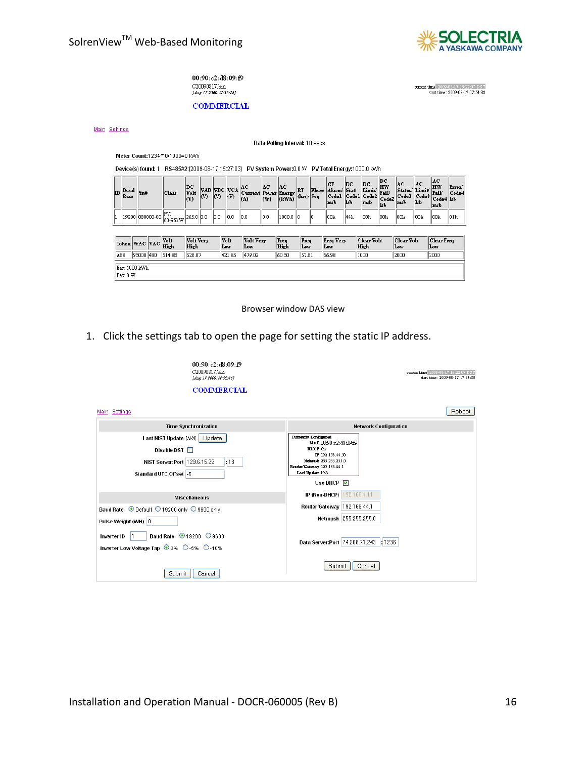00:90:c2:d8:09:f9
C20090817.bin
[Aug 17 2009 18:53:46]

COMMERCIAL

current time: 2009-08-17 15:23:07 DST
start time: 2009-08-17 17:54:38

Main Settings

Data Polling Interval: 10 secs

Meter Count:1234 * 0/1000=0 kWh

Device(s) found: 1 RS485#2:[2009-08-17 15:27:03] PV System Power:0.0 W PV Total Energy:1000.0 kWh

| ID | Baud Rate | Sn# | Class | DC Volt (V) | VAB (V) | VBC (V) | VCA (V) | AC Current (A) | AC Power (W) | AC Energy (kWh) | RT (hrs) | Phase Seq | GF Alarm/ Code1 msb | DC Stat/ Code1 lsb | DC Limit/ Code2 msb | DC HW Fail/ Code2 lsb | AC Status/ Code3 msb | AC Limit/ Code3 lsb | AC HW Fail/ Code4 msb | Error/ Code4 lsb |
|---|---|---|---|---|---|---|---|---|---|---|---|---|---|---|---|---|---|---|---|---|
| 1 | 19200 | 080000-00 | PVI 60-95kW | 265.0 | 0.0 | 0.0 | 0.0 | 0.0 | 0.0 | 1000.0 | 0 | 0 | 00h | 44h | 00h | 00h | 00h | 00h | 00h | 01h |

| Token | WAC | VAC | Volt High | Volt Very High | Volt Low | Volt Very Low | Freq High | Freq Low | Freq Very Low | Clear Volt High | Clear Volt Low | Clear Freq Low |
|---|---|---|---|---|---|---|---|---|---|---|---|---|
| A88 | 95000 | 480 | 514.88 | 528.07 | 421.85 | 479.02 | 60.50 | 57.81 | 56.98 | 1000 | 2000 | 2000 |

Eac: 1000 kWh
Pac: 0 W

Browser window DAS view

1. Click the settings tab to open the page for setting the static IP address.

00:90:c2:d8:09:f9
C20090817.bin
[Aug 17 2009 18:53:46]

COMMERCIAL

current time: 2009-08-17 15:23:07 DST
start time: 2009-08-17 17:54:38

Main Settings — Reboot

**Time Synchronization**

- Last NIST Update [N/A] Update
- Disable DST ☐
- NIST Server:Port 129.6.15.29 : 13
- Standard UTC Offset -5

**Miscellaneous**

- Baud Rate ◉ Default ○ 19200 only ○ 9600 only
- Pulse Weight (WH) 0
- Inverter ID 1 Baud Rate ◉ 19200 ○ 9600
- Inverter Low Voltage Tap ◉ 0% ○ -5% ○ -10%

Submit Cancel

**Network Configuration**

Currently Configured
MAC 00:90:c2:d8:09:f9
DHCP On
IP 192.168.44.50
Netmask 255.255.255.0
Router/Gateway 192.168.44.1
Last Update N/A

- Use DHCP ☑
- IP (Non-DHCP) 192.168.1.11
- Router/Gateway 192.168.44.1
- Netmask 255.255.255.0
- Data Server:Port 74.208.71.243 : 1236

Submit Cancel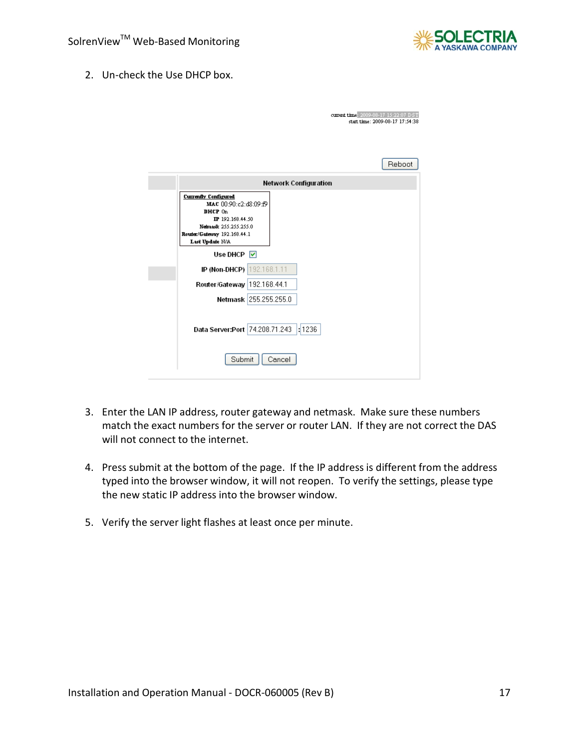2. Un-check the Use DHCP box.

current time: 2009-08-17 15:22:07 DST
start time: 2009-08-17 17:54:38

Reboot

**Network Configuration**

**Currently Configured**
MAC 00:90:c2:d8:09:f9
DHCP On
IP 192.168.44.50
Netmask 255.255.255.0
Router/Gateway 192.168.44.1
Last Update N/A

Use DHCP ☑

IP (Non-DHCP) 192.168.1.11

Router/Gateway 192.168.44.1

Netmask 255.255.255.0

Data Server:Port 74.208.71.243 : 1236

Submit Cancel

3. Enter the LAN IP address, router gateway and netmask. Make sure these numbers match the exact numbers for the server or router LAN. If they are not correct the DAS will not connect to the internet.

4. Press submit at the bottom of the page. If the IP address is different from the address typed into the browser window, it will not reopen. To verify the settings, please type the new static IP address into the browser window.

5. Verify the server light flashes at least once per minute.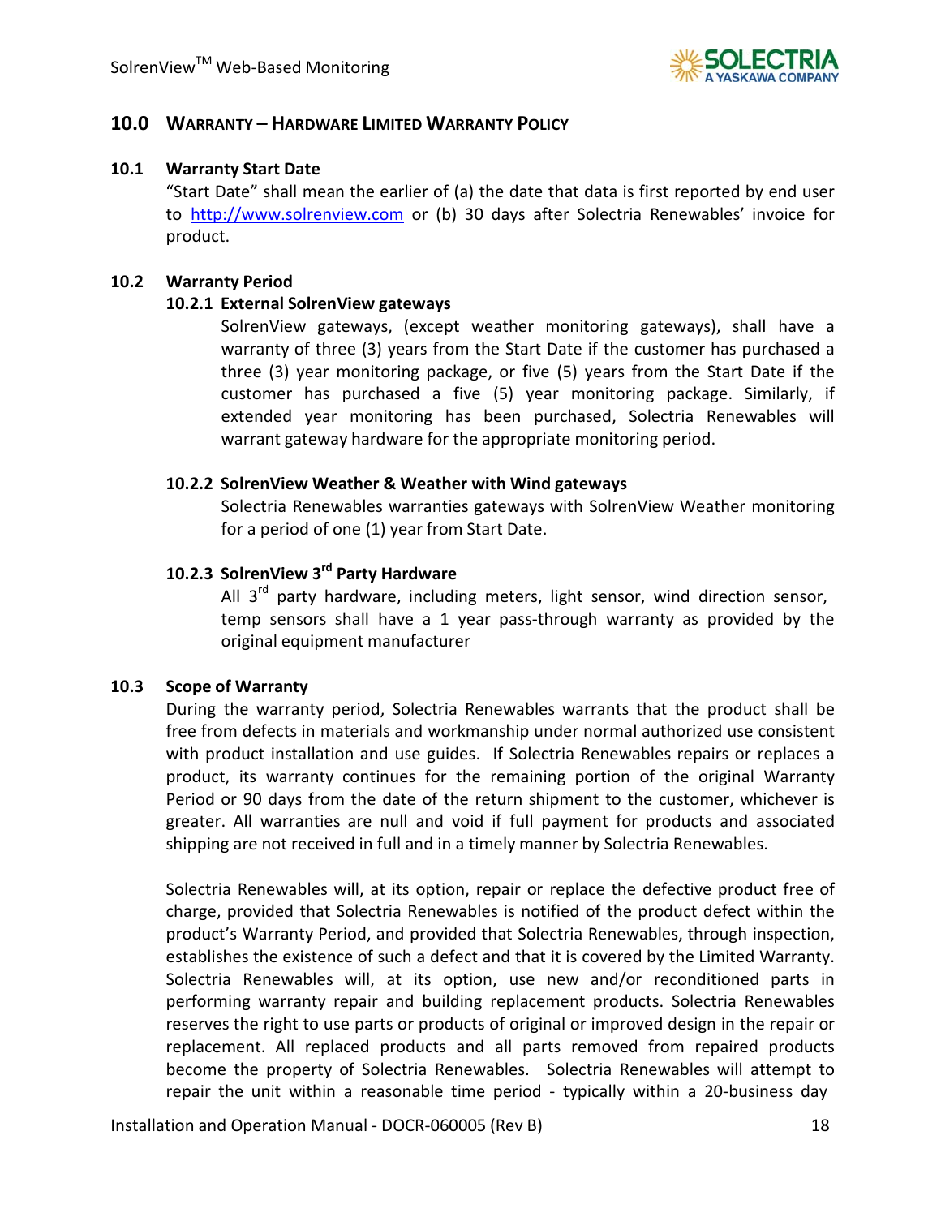## 10.0 WARRANTY – HARDWARE LIMITED WARRANTY POLICY

### 10.1 Warranty Start Date

"Start Date" shall mean the earlier of (a) the date that data is first reported by end user to http://www.solrenview.com or (b) 30 days after Solectria Renewables' invoice for product.

### 10.2 Warranty Period

#### 10.2.1 External SolrenView gateways

SolrenView gateways, (except weather monitoring gateways), shall have a warranty of three (3) years from the Start Date if the customer has purchased a three (3) year monitoring package, or five (5) years from the Start Date if the customer has purchased a five (5) year monitoring package. Similarly, if extended year monitoring has been purchased, Solectria Renewables will warrant gateway hardware for the appropriate monitoring period.

#### 10.2.2 SolrenView Weather & Weather with Wind gateways

Solectria Renewables warranties gateways with SolrenView Weather monitoring for a period of one (1) year from Start Date.

#### 10.2.3 SolrenView 3rd Party Hardware

All 3rd party hardware, including meters, light sensor, wind direction sensor, temp sensors shall have a 1 year pass-through warranty as provided by the original equipment manufacturer

### 10.3 Scope of Warranty

During the warranty period, Solectria Renewables warrants that the product shall be free from defects in materials and workmanship under normal authorized use consistent with product installation and use guides. If Solectria Renewables repairs or replaces a product, its warranty continues for the remaining portion of the original Warranty Period or 90 days from the date of the return shipment to the customer, whichever is greater. All warranties are null and void if full payment for products and associated shipping are not received in full and in a timely manner by Solectria Renewables.

Solectria Renewables will, at its option, repair or replace the defective product free of charge, provided that Solectria Renewables is notified of the product defect within the product's Warranty Period, and provided that Solectria Renewables, through inspection, establishes the existence of such a defect and that it is covered by the Limited Warranty. Solectria Renewables will, at its option, use new and/or reconditioned parts in performing warranty repair and building replacement products. Solectria Renewables reserves the right to use parts or products of original or improved design in the repair or replacement. All replaced products and all parts removed from repaired products become the property of Solectria Renewables. Solectria Renewables will attempt to repair the unit within a reasonable time period - typically within a 20-business day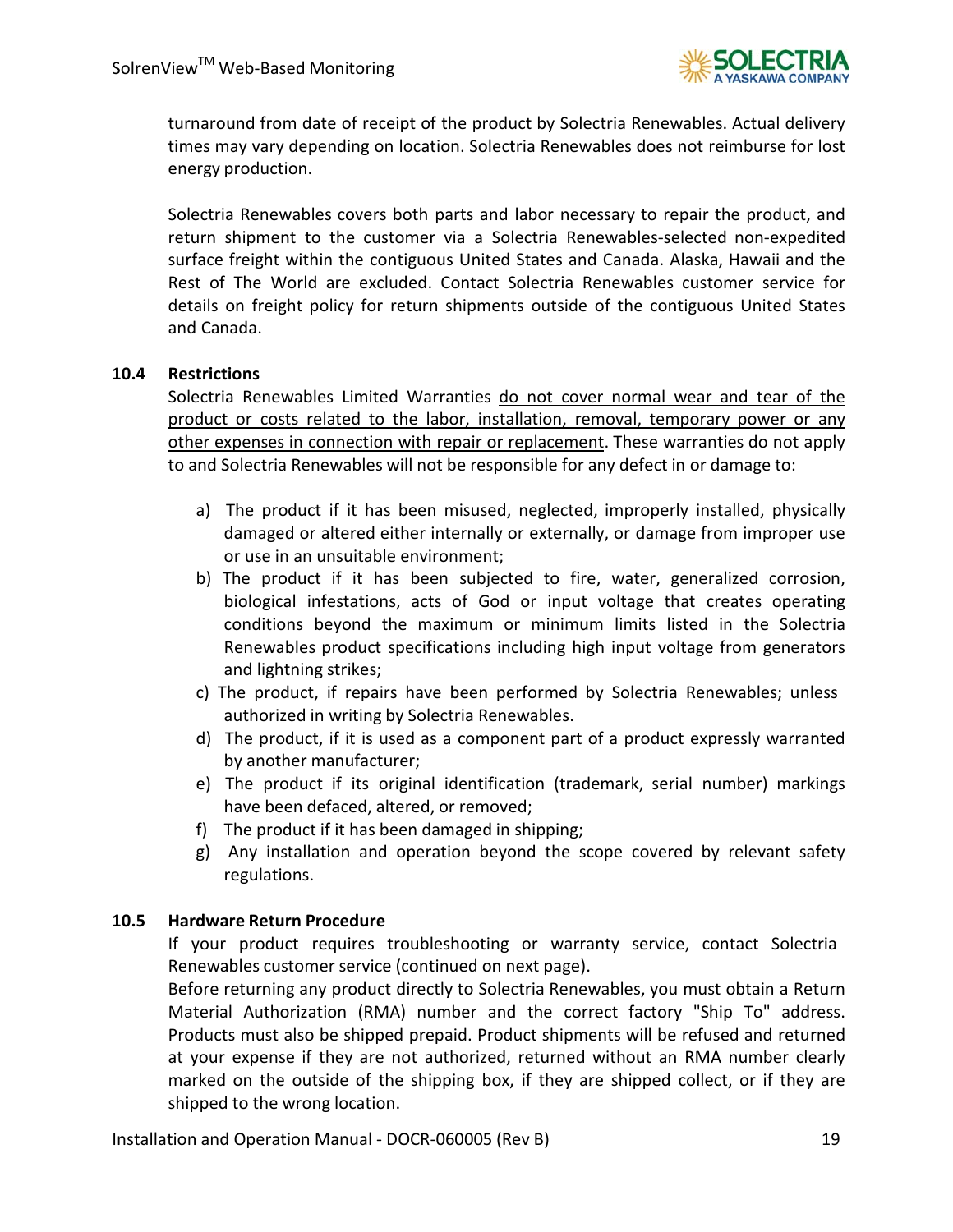turnaround from date of receipt of the product by Solectria Renewables. Actual delivery times may vary depending on location. Solectria Renewables does not reimburse for lost energy production.

Solectria Renewables covers both parts and labor necessary to repair the product, and return shipment to the customer via a Solectria Renewables-selected non-expedited surface freight within the contiguous United States and Canada. Alaska, Hawaii and the Rest of The World are excluded. Contact Solectria Renewables customer service for details on freight policy for return shipments outside of the contiguous United States and Canada.

### 10.4 Restrictions

Solectria Renewables Limited Warranties do not cover normal wear and tear of the product or costs related to the labor, installation, removal, temporary power or any other expenses in connection with repair or replacement. These warranties do not apply to and Solectria Renewables will not be responsible for any defect in or damage to:

a) The product if it has been misused, neglected, improperly installed, physically damaged or altered either internally or externally, or damage from improper use or use in an unsuitable environment;
b) The product if it has been subjected to fire, water, generalized corrosion, biological infestations, acts of God or input voltage that creates operating conditions beyond the maximum or minimum limits listed in the Solectria Renewables product specifications including high input voltage from generators and lightning strikes;
c) The product, if repairs have been performed by Solectria Renewables; unless authorized in writing by Solectria Renewables.
d) The product, if it is used as a component part of a product expressly warranted by another manufacturer;
e) The product if its original identification (trademark, serial number) markings have been defaced, altered, or removed;
f) The product if it has been damaged in shipping;
g) Any installation and operation beyond the scope covered by relevant safety regulations.

### 10.5 Hardware Return Procedure

If your product requires troubleshooting or warranty service, contact Solectria Renewables customer service (continued on next page).

Before returning any product directly to Solectria Renewables, you must obtain a Return Material Authorization (RMA) number and the correct factory "Ship To" address. Products must also be shipped prepaid. Product shipments will be refused and returned at your expense if they are not authorized, returned without an RMA number clearly marked on the outside of the shipping box, if they are shipped collect, or if they are shipped to the wrong location.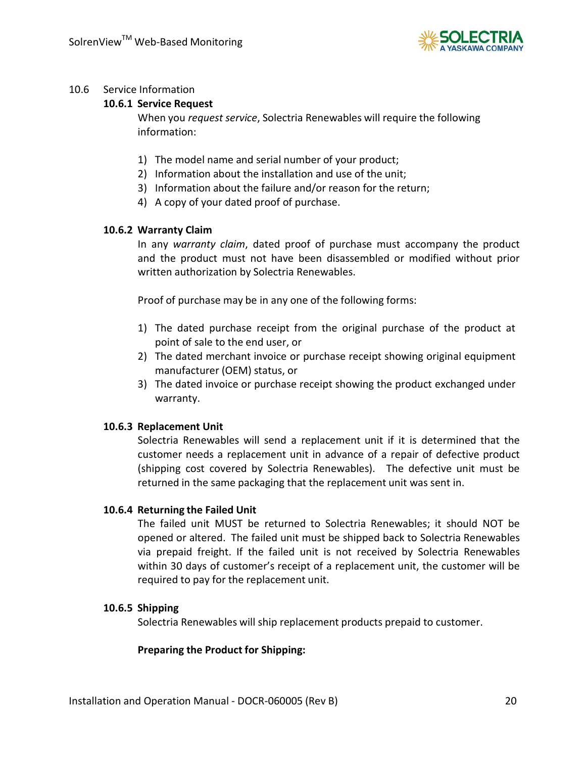## 10.6 Service Information

### 10.6.1 Service Request

When you *request service*, Solectria Renewables will require the following information:

1) The model name and serial number of your product;
2) Information about the installation and use of the unit;
3) Information about the failure and/or reason for the return;
4) A copy of your dated proof of purchase.

### 10.6.2 Warranty Claim

In any *warranty claim*, dated proof of purchase must accompany the product and the product must not have been disassembled or modified without prior written authorization by Solectria Renewables.

Proof of purchase may be in any one of the following forms:

1) The dated purchase receipt from the original purchase of the product at point of sale to the end user, or
2) The dated merchant invoice or purchase receipt showing original equipment manufacturer (OEM) status, or
3) The dated invoice or purchase receipt showing the product exchanged under warranty.

### 10.6.3 Replacement Unit

Solectria Renewables will send a replacement unit if it is determined that the customer needs a replacement unit in advance of a repair of defective product (shipping cost covered by Solectria Renewables). The defective unit must be returned in the same packaging that the replacement unit was sent in.

### 10.6.4 Returning the Failed Unit

The failed unit MUST be returned to Solectria Renewables; it should NOT be opened or altered. The failed unit must be shipped back to Solectria Renewables via prepaid freight. If the failed unit is not received by Solectria Renewables within 30 days of customer's receipt of a replacement unit, the customer will be required to pay for the replacement unit.

### 10.6.5 Shipping

Solectria Renewables will ship replacement products prepaid to customer.

**Preparing the Product for Shipping:**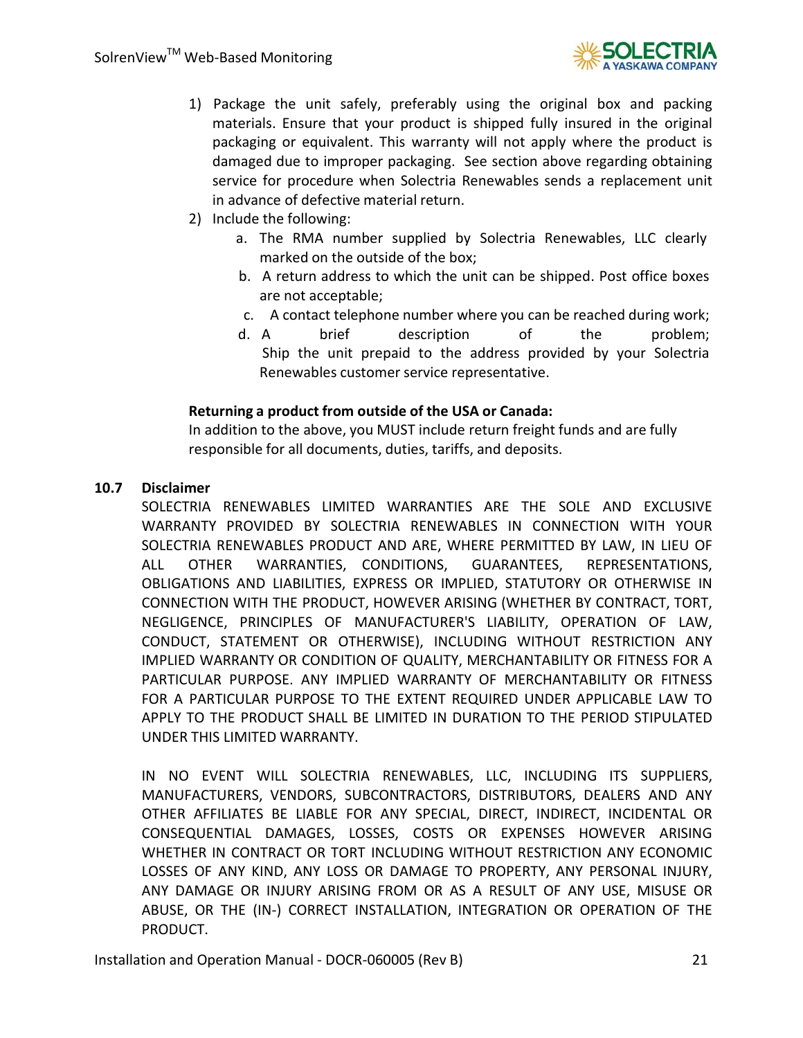1) Package the unit safely, preferably using the original box and packing materials. Ensure that your product is shipped fully insured in the original packaging or equivalent. This warranty will not apply where the product is damaged due to improper packaging. See section above regarding obtaining service for procedure when Solectria Renewables sends a replacement unit in advance of defective material return.
2) Include the following:
    a. The RMA number supplied by Solectria Renewables, LLC clearly marked on the outside of the box;
    b. A return address to which the unit can be shipped. Post office boxes are not acceptable;
    c. A contact telephone number where you can be reached during work;
    d. A brief description of the problem;

    Ship the unit prepaid to the address provided by your Solectria Renewables customer service representative.

**Returning a product from outside of the USA or Canada:**
In addition to the above, you MUST include return freight funds and are fully responsible for all documents, duties, tariffs, and deposits.

## 10.7 Disclaimer

SOLECTRIA RENEWABLES LIMITED WARRANTIES ARE THE SOLE AND EXCLUSIVE WARRANTY PROVIDED BY SOLECTRIA RENEWABLES IN CONNECTION WITH YOUR SOLECTRIA RENEWABLES PRODUCT AND ARE, WHERE PERMITTED BY LAW, IN LIEU OF ALL OTHER WARRANTIES, CONDITIONS, GUARANTEES, REPRESENTATIONS, OBLIGATIONS AND LIABILITIES, EXPRESS OR IMPLIED, STATUTORY OR OTHERWISE IN CONNECTION WITH THE PRODUCT, HOWEVER ARISING (WHETHER BY CONTRACT, TORT, NEGLIGENCE, PRINCIPLES OF MANUFACTURER'S LIABILITY, OPERATION OF LAW, CONDUCT, STATEMENT OR OTHERWISE), INCLUDING WITHOUT RESTRICTION ANY IMPLIED WARRANTY OR CONDITION OF QUALITY, MERCHANTABILITY OR FITNESS FOR A PARTICULAR PURPOSE. ANY IMPLIED WARRANTY OF MERCHANTABILITY OR FITNESS FOR A PARTICULAR PURPOSE TO THE EXTENT REQUIRED UNDER APPLICABLE LAW TO APPLY TO THE PRODUCT SHALL BE LIMITED IN DURATION TO THE PERIOD STIPULATED UNDER THIS LIMITED WARRANTY.

IN NO EVENT WILL SOLECTRIA RENEWABLES, LLC, INCLUDING ITS SUPPLIERS, MANUFACTURERS, VENDORS, SUBCONTRACTORS, DISTRIBUTORS, DEALERS AND ANY OTHER AFFILIATES BE LIABLE FOR ANY SPECIAL, DIRECT, INDIRECT, INCIDENTAL OR CONSEQUENTIAL DAMAGES, LOSSES, COSTS OR EXPENSES HOWEVER ARISING WHETHER IN CONTRACT OR TORT INCLUDING WITHOUT RESTRICTION ANY ECONOMIC LOSSES OF ANY KIND, ANY LOSS OR DAMAGE TO PROPERTY, ANY PERSONAL INJURY, ANY DAMAGE OR INJURY ARISING FROM OR AS A RESULT OF ANY USE, MISUSE OR ABUSE, OR THE (IN-) CORRECT INSTALLATION, INTEGRATION OR OPERATION OF THE PRODUCT.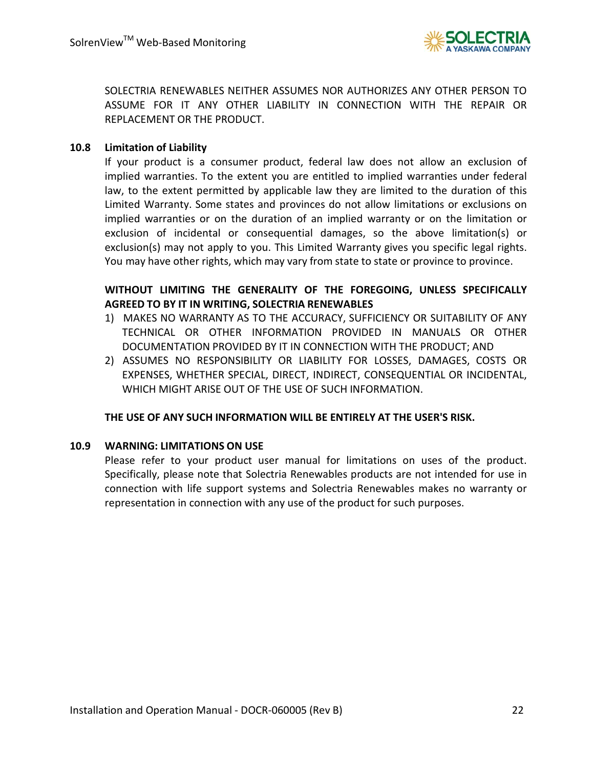SOLECTRIA RENEWABLES NEITHER ASSUMES NOR AUTHORIZES ANY OTHER PERSON TO ASSUME FOR IT ANY OTHER LIABILITY IN CONNECTION WITH THE REPAIR OR REPLACEMENT OR THE PRODUCT.

### 10.8 Limitation of Liability

If your product is a consumer product, federal law does not allow an exclusion of implied warranties. To the extent you are entitled to implied warranties under federal law, to the extent permitted by applicable law they are limited to the duration of this Limited Warranty. Some states and provinces do not allow limitations or exclusions on implied warranties or on the duration of an implied warranty or on the limitation or exclusion of incidental or consequential damages, so the above limitation(s) or exclusion(s) may not apply to you. This Limited Warranty gives you specific legal rights. You may have other rights, which may vary from state to state or province to province.

**WITHOUT LIMITING THE GENERALITY OF THE FOREGOING, UNLESS SPECIFICALLY AGREED TO BY IT IN WRITING, SOLECTRIA RENEWABLES**

1) MAKES NO WARRANTY AS TO THE ACCURACY, SUFFICIENCY OR SUITABILITY OF ANY TECHNICAL OR OTHER INFORMATION PROVIDED IN MANUALS OR OTHER DOCUMENTATION PROVIDED BY IT IN CONNECTION WITH THE PRODUCT; AND
2) ASSUMES NO RESPONSIBILITY OR LIABILITY FOR LOSSES, DAMAGES, COSTS OR EXPENSES, WHETHER SPECIAL, DIRECT, INDIRECT, CONSEQUENTIAL OR INCIDENTAL, WHICH MIGHT ARISE OUT OF THE USE OF SUCH INFORMATION.

**THE USE OF ANY SUCH INFORMATION WILL BE ENTIRELY AT THE USER'S RISK.**

### 10.9 WARNING: LIMITATIONS ON USE

Please refer to your product user manual for limitations on uses of the product. Specifically, please note that Solectria Renewables products are not intended for use in connection with life support systems and Solectria Renewables makes no warranty or representation in connection with any use of the product for such purposes.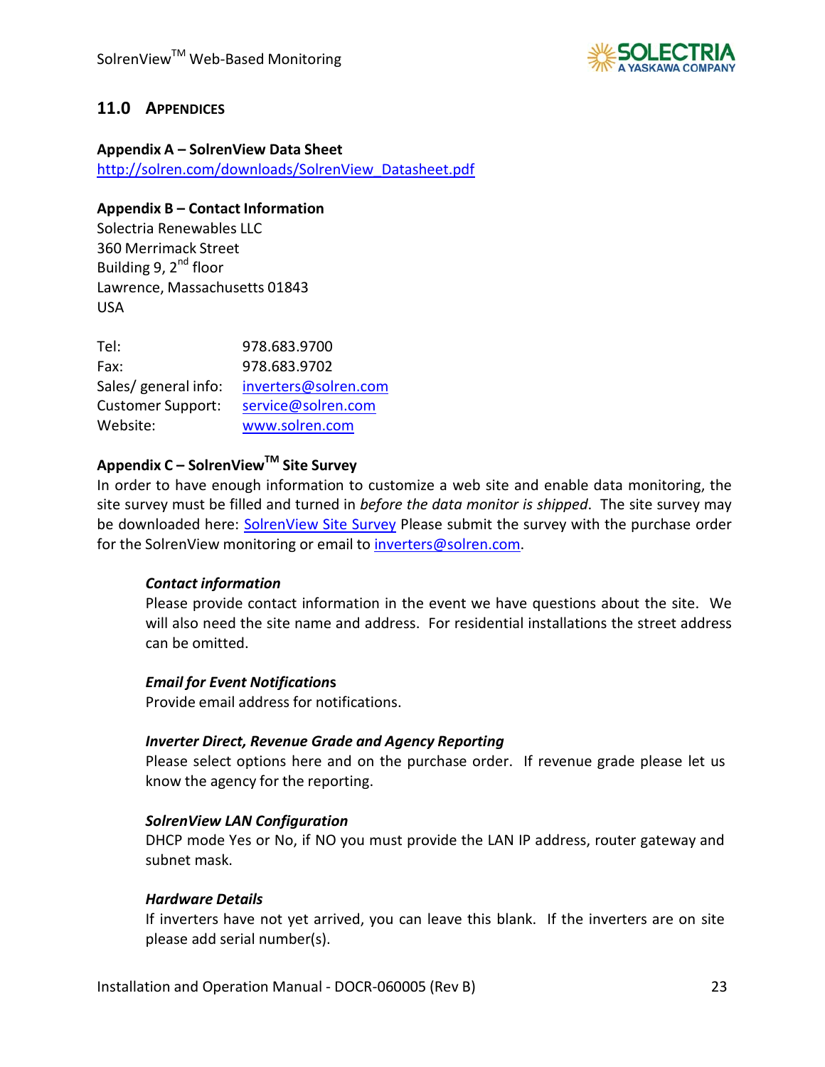## 11.0 APPENDICES

**Appendix A – SolrenView Data Sheet**
http://solren.com/downloads/SolrenView_Datasheet.pdf

**Appendix B – Contact Information**

Solectria Renewables LLC
360 Merrimack Street
Building 9, 2nd floor
Lawrence, Massachusetts 01843
USA

| | |
|---|---|
| Tel: | 978.683.9700 |
| Fax: | 978.683.9702 |
| Sales/ general info: | inverters@solren.com |
| Customer Support: | service@solren.com |
| Website: | www.solren.com |

**Appendix C – SolrenView™ Site Survey**

In order to have enough information to customize a web site and enable data monitoring, the site survey must be filled and turned in *before the data monitor is shipped*. The site survey may be downloaded here: SolrenView Site Survey Please submit the survey with the purchase order for the SolrenView monitoring or email to inverters@solren.com.

***Contact information***
Please provide contact information in the event we have questions about the site. We will also need the site name and address. For residential installations the street address can be omitted.

***Email for Event Notifications***
Provide email address for notifications.

***Inverter Direct, Revenue Grade and Agency Reporting***
Please select options here and on the purchase order. If revenue grade please let us know the agency for the reporting.

***SolrenView LAN Configuration***
DHCP mode Yes or No, if NO you must provide the LAN IP address, router gateway and subnet mask.

***Hardware Details***
If inverters have not yet arrived, you can leave this blank. If the inverters are on site please add serial number(s).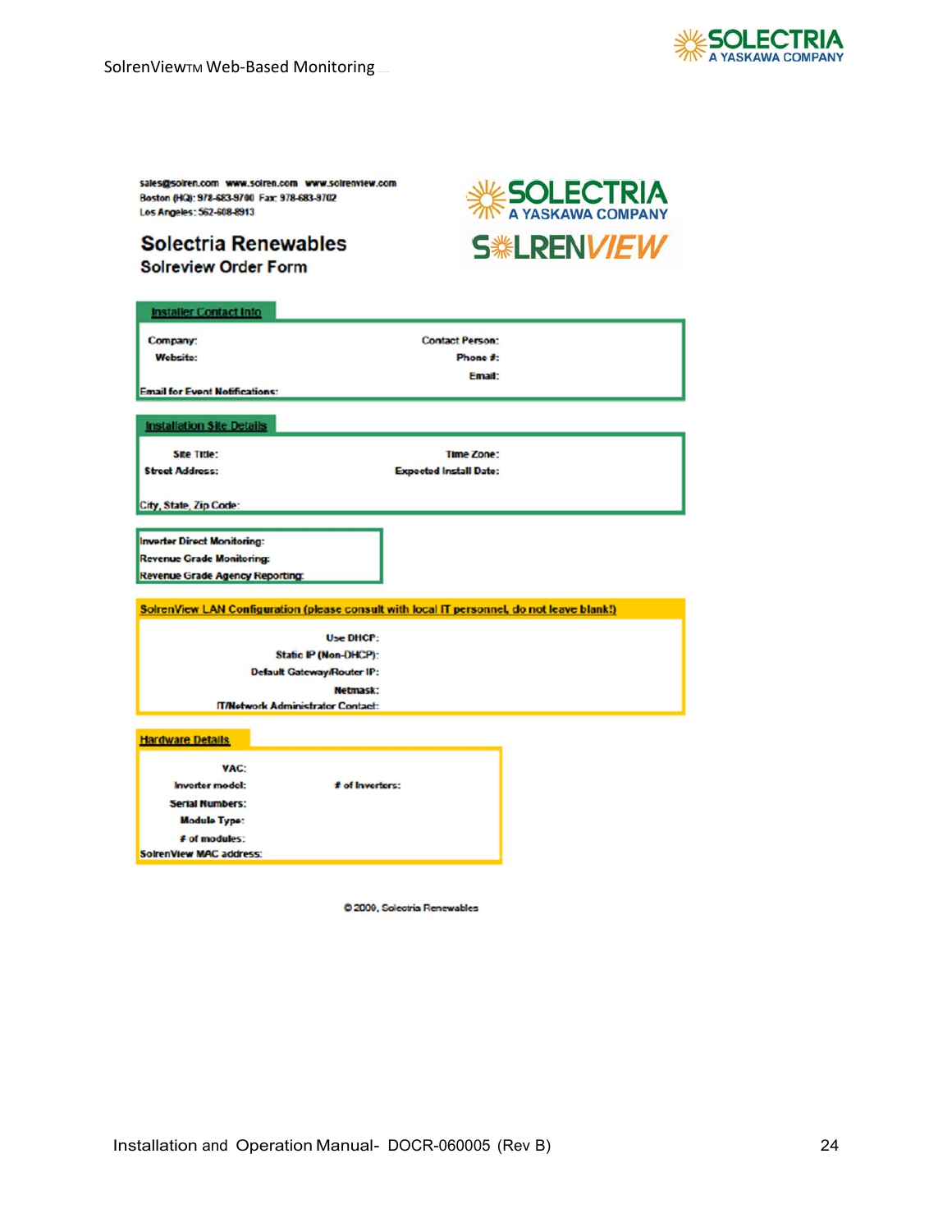sales@solren.com www.solren.com www.solrenview.com
Boston (HQ): 978-683-9700 Fax: 978-683-9702
Los Angeles: 562-608-8913

SOLECTRIA
A YASKAWA COMPANY

SOLRENVIEW

## Solectria Renewables

### Solreview Order Form

**Installer Contact Info**

Company:
Website:
Email for Event Notifications:
Contact Person:
Phone #:
Email:

**Installation Site Details**

Site Title:
Street Address:
City, State, Zip Code:
Time Zone:
Expected Install Date:

Inverter Direct Monitoring:
Revenue Grade Monitoring:
Revenue Grade Agency Reporting:

**SolrenView LAN Configuration (please consult with local IT personnel, do not leave blank!)**

Use DHCP:
Static IP (Non-DHCP):
Default Gateway/Router IP:
Netmask:
IT/Network Administrator Contact:

**Hardware Details**

VAC:
Inverter model:
# of Inverters:
Serial Numbers:
Module Type:
# of modules:
SolrenView MAC address:

© 2009, Solectria Renewables